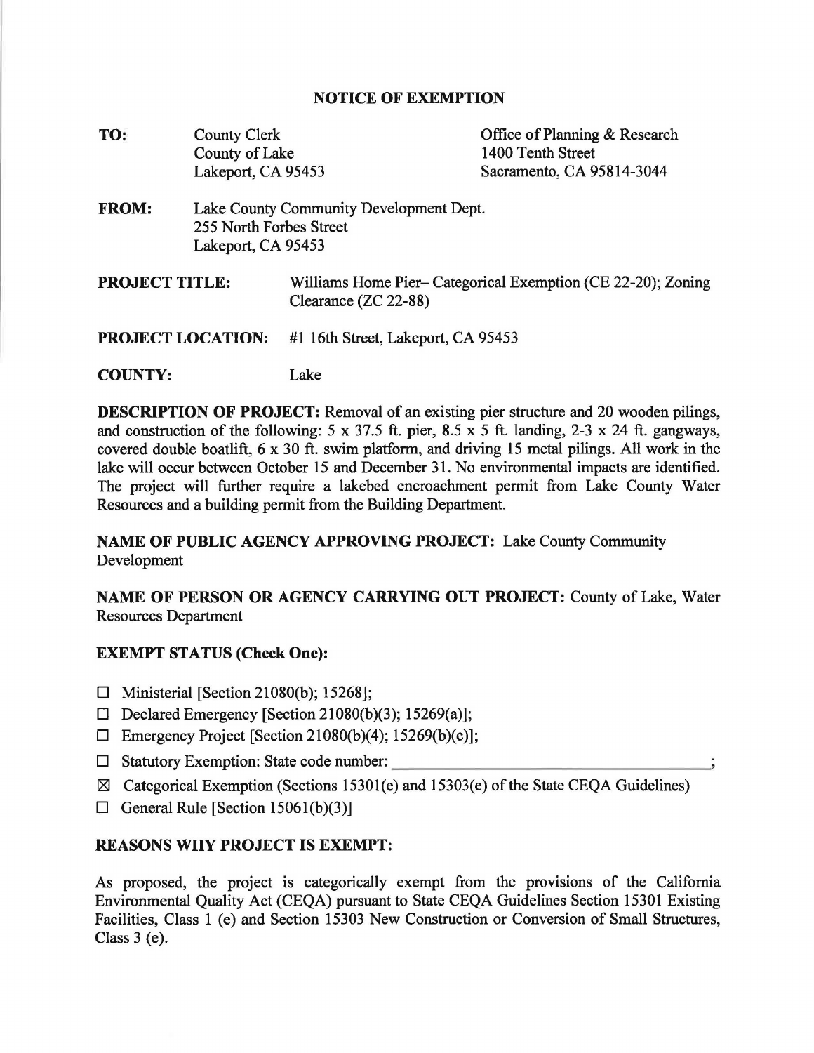# NOTICE OF EXEMPTION

**TO:** County Clerk
County of Lake
Lakeport, CA 95453

Office of Planning & Research
1400 Tenth Street
Sacramento, CA 95814-3044

**FROM:** Lake County Community Development Dept.
255 North Forbes Street
Lakeport, CA 95453

**PROJECT TITLE:** Williams Home Pier– Categorical Exemption (CE 22-20); Zoning Clearance (ZC 22-88)

**PROJECT LOCATION:** #1 16th Street, Lakeport, CA 95453

**COUNTY:** Lake

**DESCRIPTION OF PROJECT:** Removal of an existing pier structure and 20 wooden pilings, and construction of the following: 5 x 37.5 ft. pier, 8.5 x 5 ft. landing, 2-3 x 24 ft. gangways, covered double boatlift, 6 x 30 ft. swim platform, and driving 15 metal pilings. All work in the lake will occur between October 15 and December 31. No environmental impacts are identified. The project will further require a lakebed encroachment permit from Lake County Water Resources and a building permit from the Building Department.

**NAME OF PUBLIC AGENCY APPROVING PROJECT:** Lake County Community Development

**NAME OF PERSON OR AGENCY CARRYING OUT PROJECT:** County of Lake, Water Resources Department

**EXEMPT STATUS (Check One):**

- ☐ Ministerial [Section 21080(b); 15268];
- ☐ Declared Emergency [Section 21080(b)(3); 15269(a)];
- ☐ Emergency Project [Section 21080(b)(4); 15269(b)(c)];
- ☐ Statutory Exemption: State code number: ______________________;
- ☒ Categorical Exemption (Sections 15301(e) and 15303(e) of the State CEQA Guidelines)
- ☐ General Rule [Section 15061(b)(3)]

**REASONS WHY PROJECT IS EXEMPT:**

As proposed, the project is categorically exempt from the provisions of the California Environmental Quality Act (CEQA) pursuant to State CEQA Guidelines Section 15301 Existing Facilities, Class 1 (e) and Section 15303 New Construction or Conversion of Small Structures, Class 3 (e).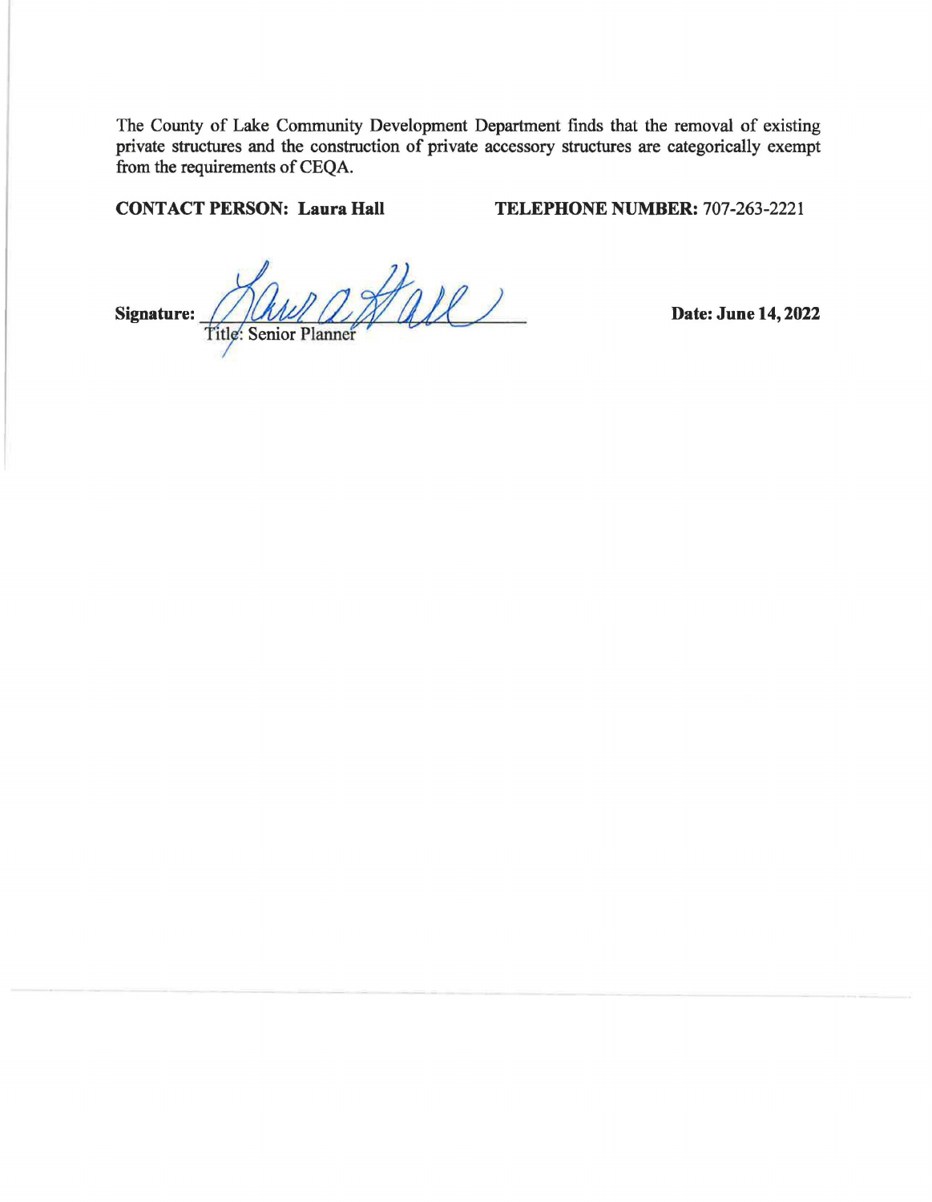The County of Lake Community Development Department finds that the removal of existing private structures and the construction of private accessory structures are categorically exempt from the requirements of CEQA.

**CONTACT PERSON: Laura Hall** **TELEPHONE NUMBER:** 707-263-2221

**Signature:** ______________________ **Date: June 14, 2022**

Title: Senior Planner